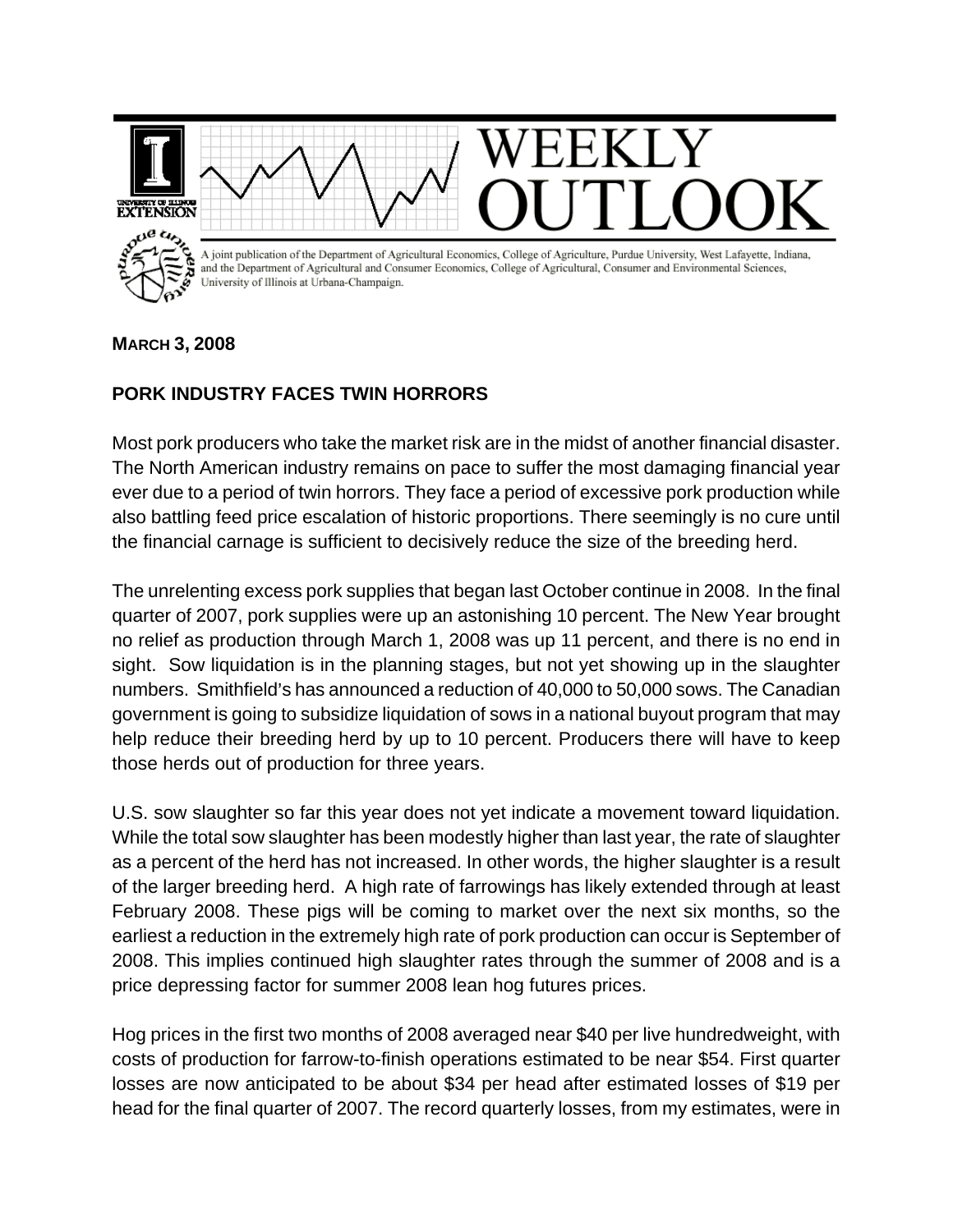# WEEKLY OUTLOOK

A joint publication of the Department of Agricultural Economics, College of Agriculture, Purdue University, West Lafayette, Indiana, and the Department of Agricultural and Consumer Economics, College of Agricultural, Consumer and Environmental Sciences, University of Illinois at Urbana-Champaign.

**MARCH 3, 2008**

## PORK INDUSTRY FACES TWIN HORRORS

Most pork producers who take the market risk are in the midst of another financial disaster. The North American industry remains on pace to suffer the most damaging financial year ever due to a period of twin horrors. They face a period of excessive pork production while also battling feed price escalation of historic proportions. There seemingly is no cure until the financial carnage is sufficient to decisively reduce the size of the breeding herd.

The unrelenting excess pork supplies that began last October continue in 2008. In the final quarter of 2007, pork supplies were up an astonishing 10 percent. The New Year brought no relief as production through March 1, 2008 was up 11 percent, and there is no end in sight. Sow liquidation is in the planning stages, but not yet showing up in the slaughter numbers. Smithfield's has announced a reduction of 40,000 to 50,000 sows. The Canadian government is going to subsidize liquidation of sows in a national buyout program that may help reduce their breeding herd by up to 10 percent. Producers there will have to keep those herds out of production for three years.

U.S. sow slaughter so far this year does not yet indicate a movement toward liquidation. While the total sow slaughter has been modestly higher than last year, the rate of slaughter as a percent of the herd has not increased. In other words, the higher slaughter is a result of the larger breeding herd. A high rate of farrowings has likely extended through at least February 2008. These pigs will be coming to market over the next six months, so the earliest a reduction in the extremely high rate of pork production can occur is September of 2008. This implies continued high slaughter rates through the summer of 2008 and is a price depressing factor for summer 2008 lean hog futures prices.

Hog prices in the first two months of 2008 averaged near $40 per live hundredweight, with costs of production for farrow-to-finish operations estimated to be near $54. First quarter losses are now anticipated to be about $34 per head after estimated losses of $19 per head for the final quarter of 2007. The record quarterly losses, from my estimates, were in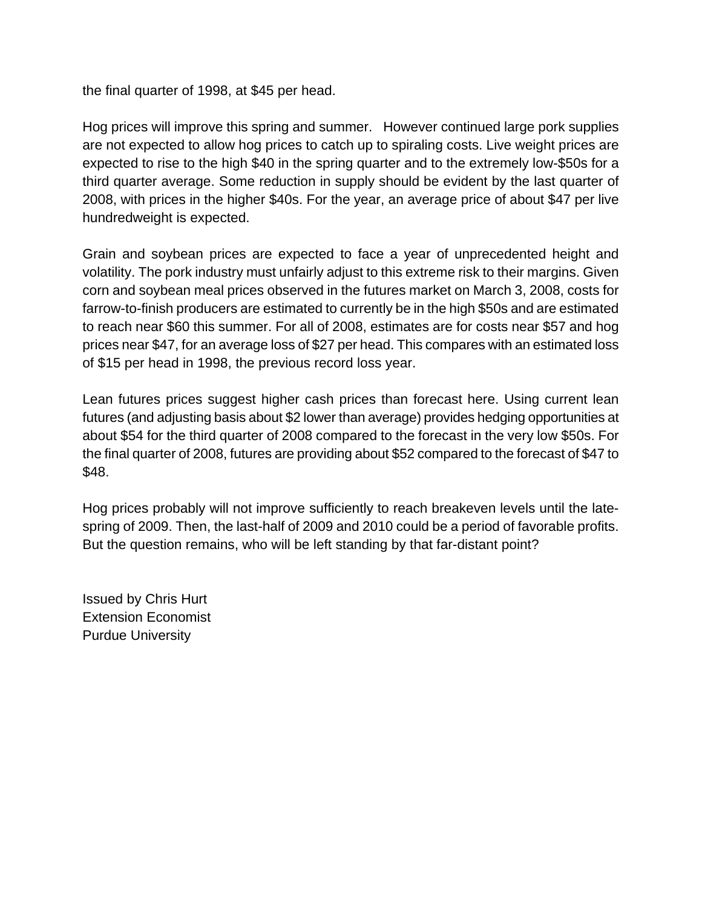the final quarter of 1998, at $45 per head.

Hog prices will improve this spring and summer.   However continued large pork supplies are not expected to allow hog prices to catch up to spiraling costs. Live weight prices are expected to rise to the high $40 in the spring quarter and to the extremely low-$50s for a third quarter average. Some reduction in supply should be evident by the last quarter of 2008, with prices in the higher $40s. For the year, an average price of about $47 per live hundredweight is expected.

Grain and soybean prices are expected to face a year of unprecedented height and volatility. The pork industry must unfairly adjust to this extreme risk to their margins. Given corn and soybean meal prices observed in the futures market on March 3, 2008, costs for farrow-to-finish producers are estimated to currently be in the high $50s and are estimated to reach near $60 this summer. For all of 2008, estimates are for costs near $57 and hog prices near $47, for an average loss of $27 per head. This compares with an estimated loss of $15 per head in 1998, the previous record loss year.

Lean futures prices suggest higher cash prices than forecast here. Using current lean futures (and adjusting basis about $2 lower than average) provides hedging opportunities at about $54 for the third quarter of 2008 compared to the forecast in the very low $50s. For the final quarter of 2008, futures are providing about $52 compared to the forecast of $47 to $48.

Hog prices probably will not improve sufficiently to reach breakeven levels until the late-spring of 2009. Then, the last-half of 2009 and 2010 could be a period of favorable profits. But the question remains, who will be left standing by that far-distant point?

Issued by Chris Hurt  
Extension Economist  
Purdue University